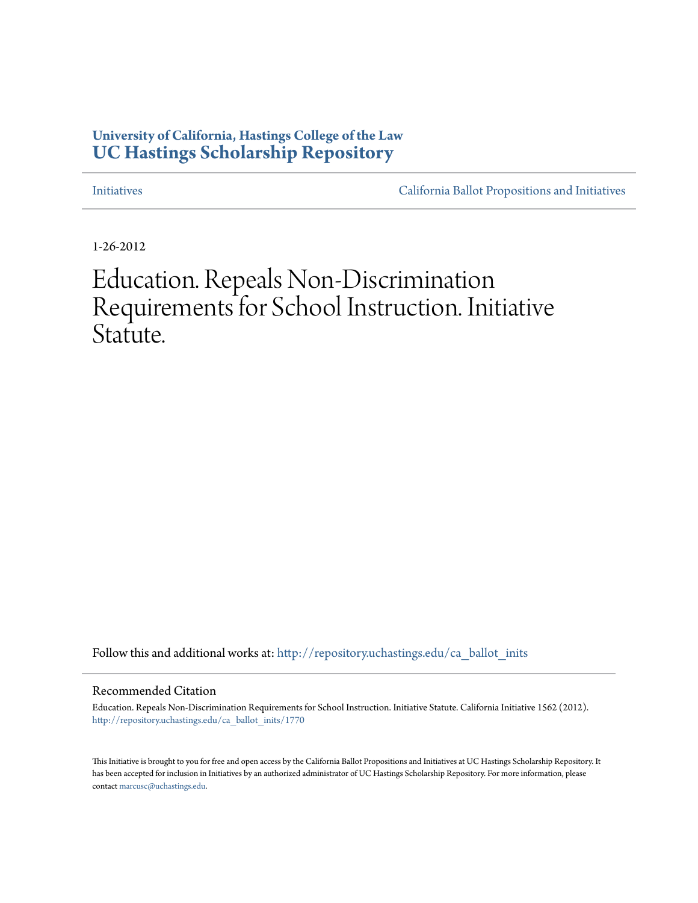University of California, Hastings College of the Law
**UC Hastings Scholarship Repository**

Initiatives | California Ballot Propositions and Initiatives

1-26-2012

# Education. Repeals Non-Discrimination Requirements for School Instruction. Initiative Statute.

Follow this and additional works at: http://repository.uchastings.edu/ca_ballot_inits

## Recommended Citation

Education. Repeals Non-Discrimination Requirements for School Instruction. Initiative Statute. California Initiative 1562 (2012).
http://repository.uchastings.edu/ca_ballot_inits/1770

This Initiative is brought to you for free and open access by the California Ballot Propositions and Initiatives at UC Hastings Scholarship Repository. It has been accepted for inclusion in Initiatives by an authorized administrator of UC Hastings Scholarship Repository. For more information, please contact marcusc@uchastings.edu.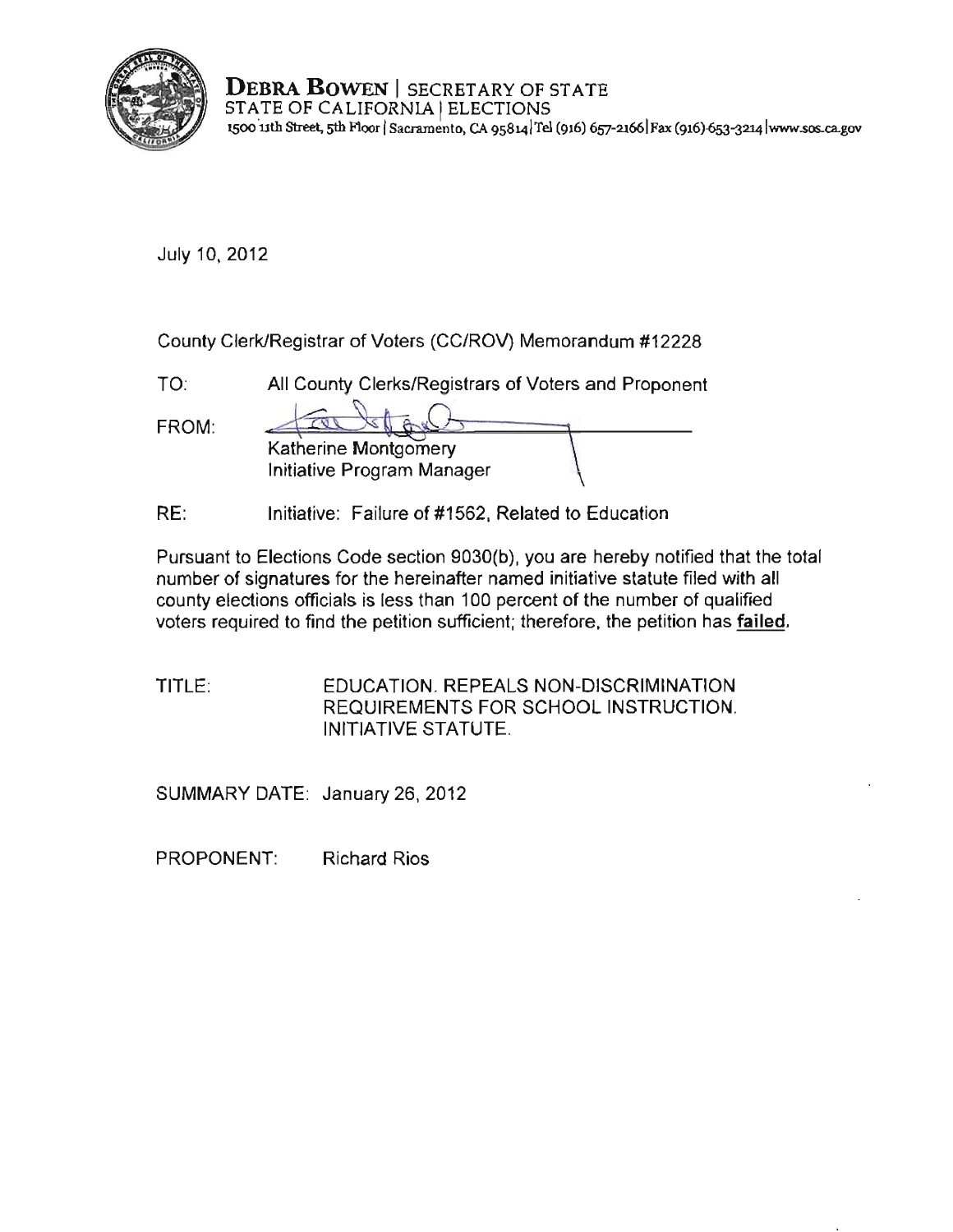**DEBRA BOWEN** | SECRETARY OF STATE
STATE OF CALIFORNIA | ELECTIONS
1500 11th Street, 5th Floor | Sacramento, CA 95814 | Tel (916) 657-2166 | Fax (916) 653-3214 | www.sos.ca.gov

July 10, 2012

County Clerk/Registrar of Voters (CC/ROV) Memorandum #12228

TO: All County Clerks/Registrars of Voters and Proponent

FROM: Katherine Montgomery
Initiative Program Manager

RE: Initiative: Failure of #1562, Related to Education

Pursuant to Elections Code section 9030(b), you are hereby notified that the total number of signatures for the hereinafter named initiative statute filed with all county elections officials is less than 100 percent of the number of qualified voters required to find the petition sufficient; therefore, the petition has **failed**.

TITLE: EDUCATION. REPEALS NON-DISCRIMINATION REQUIREMENTS FOR SCHOOL INSTRUCTION. INITIATIVE STATUTE.

SUMMARY DATE: January 26, 2012

PROPONENT: Richard Rios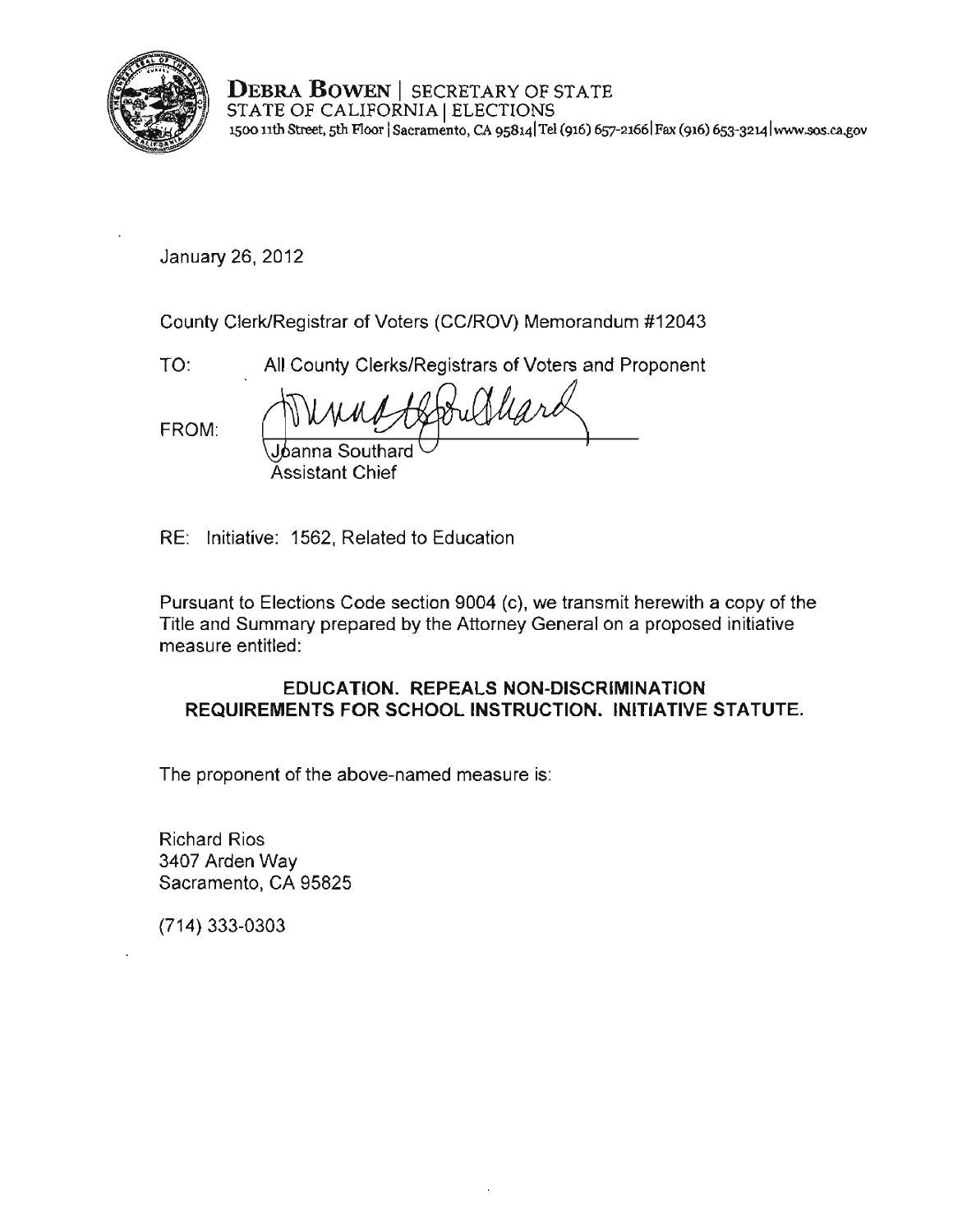**DEBRA BOWEN** | SECRETARY OF STATE
STATE OF CALIFORNIA | ELECTIONS
1500 11th Street, 5th Floor | Sacramento, CA 95814 | Tel (916) 657-2166 | Fax (916) 653-3214 | www.sos.ca.gov

January 26, 2012

County Clerk/Registrar of Voters (CC/ROV) Memorandum #12043

TO: All County Clerks/Registrars of Voters and Proponent

FROM: Joanna Southard
Assistant Chief

RE: Initiative: 1562, Related to Education

Pursuant to Elections Code section 9004 (c), we transmit herewith a copy of the Title and Summary prepared by the Attorney General on a proposed initiative measure entitled:

**EDUCATION. REPEALS NON-DISCRIMINATION REQUIREMENTS FOR SCHOOL INSTRUCTION. INITIATIVE STATUTE.**

The proponent of the above-named measure is:

Richard Rios
3407 Arden Way
Sacramento, CA 95825

(714) 333-0303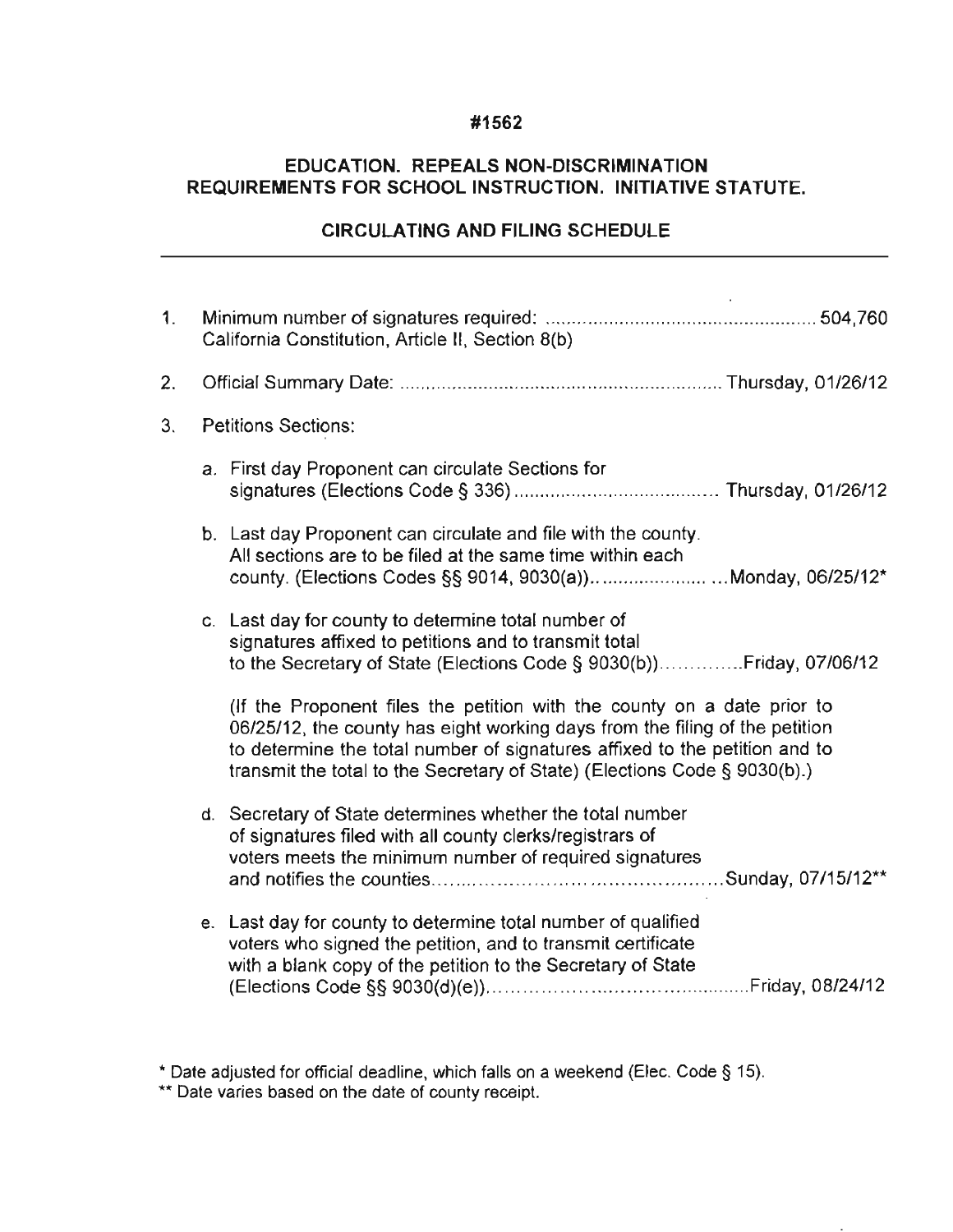**#1562**

**EDUCATION. REPEALS NON-DISCRIMINATION REQUIREMENTS FOR SCHOOL INSTRUCTION. INITIATIVE STATUTE.**

**CIRCULATING AND FILING SCHEDULE**

---

1. Minimum number of signatures required: .................................................... 504,760
   California Constitution, Article II, Section 8(b)

2. Official Summary Date: ............................................................ Thursday, 01/26/12

3. Petitions Sections:

   a. First day Proponent can circulate Sections for signatures (Elections Code § 336) ...................................... Thursday, 01/26/12

   b. Last day Proponent can circulate and file with the county. All sections are to be filed at the same time within each county. (Elections Codes §§ 9014, 9030(a))...................... ...Monday, 06/25/12*

   c. Last day for county to determine total number of signatures affixed to petitions and to transmit total to the Secretary of State (Elections Code § 9030(b))..............Friday, 07/06/12

      (If the Proponent files the petition with the county on a date prior to 06/25/12, the county has eight working days from the filing of the petition to determine the total number of signatures affixed to the petition and to transmit the total to the Secretary of State) (Elections Code § 9030(b).)

   d. Secretary of State determines whether the total number of signatures filed with all county clerks/registrars of voters meets the minimum number of required signatures and notifies the counties.............................................Sunday, 07/15/12**

   e. Last day for county to determine total number of qualified voters who signed the petition, and to transmit certificate with a blank copy of the petition to the Secretary of State (Elections Code §§ 9030(d)(e))...............................................Friday, 08/24/12

\* Date adjusted for official deadline, which falls on a weekend (Elec. Code § 15).

\** Date varies based on the date of county receipt.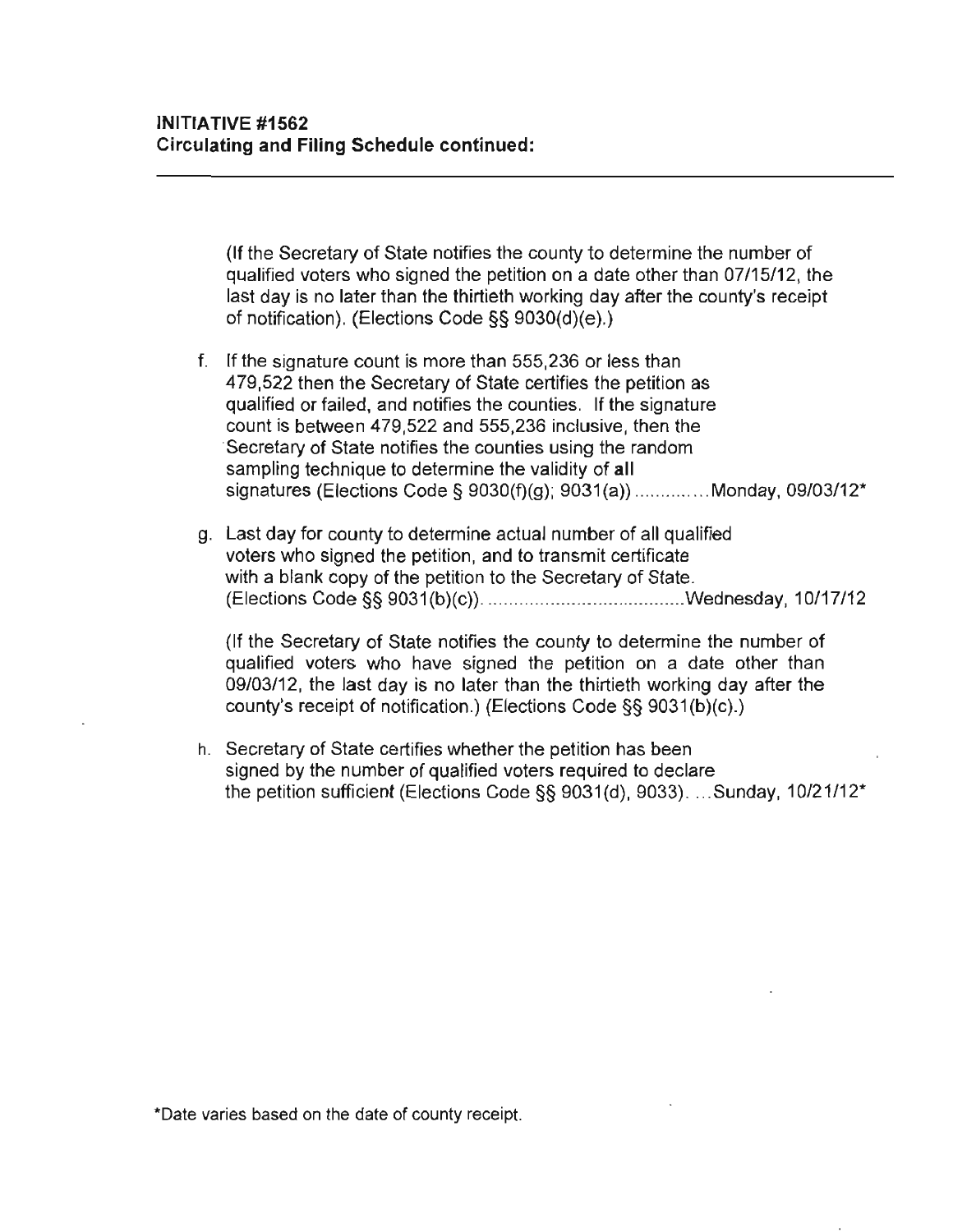**INITIATIVE #1562**
**Circulating and Filing Schedule continued:**

---

(If the Secretary of State notifies the county to determine the number of qualified voters who signed the petition on a date other than 07/15/12, the last day is no later than the thirtieth working day after the county's receipt of notification). (Elections Code §§ 9030(d)(e).)

f. If the signature count is more than 555,236 or less than 479,522 then the Secretary of State certifies the petition as qualified or failed, and notifies the counties. If the signature count is between 479,522 and 555,236 inclusive, then the Secretary of State notifies the counties using the random sampling technique to determine the validity of **all** signatures (Elections Code § 9030(f)(g); 9031(a)) .............Monday, 09/03/12*

g. Last day for county to determine actual number of all qualified voters who signed the petition, and to transmit certificate with a blank copy of the petition to the Secretary of State. (Elections Code §§ 9031(b)(c)). .......................................Wednesday, 10/17/12

   (If the Secretary of State notifies the county to determine the number of qualified voters who have signed the petition on a date other than 09/03/12, the last day is no later than the thirtieth working day after the county's receipt of notification.) (Elections Code §§ 9031(b)(c).)

h. Secretary of State certifies whether the petition has been signed by the number of qualified voters required to declare the petition sufficient (Elections Code §§ 9031(d), 9033). ...Sunday, 10/21/12*

*Date varies based on the date of county receipt.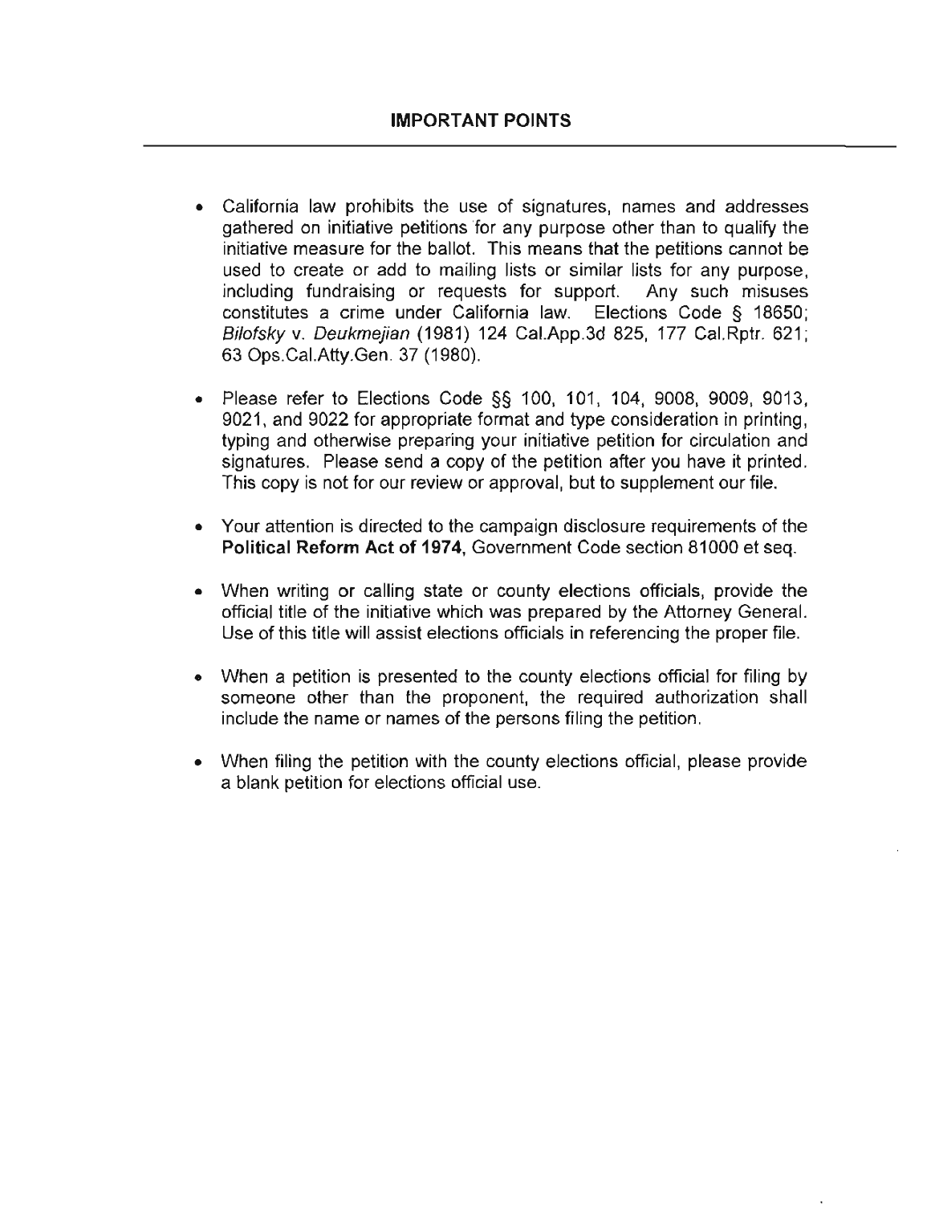## IMPORTANT POINTS

- California law prohibits the use of signatures, names and addresses gathered on initiative petitions for any purpose other than to qualify the initiative measure for the ballot. This means that the petitions cannot be used to create or add to mailing lists or similar lists for any purpose, including fundraising or requests for support. Any such misuses constitutes a crime under California law. Elections Code § 18650; *Bilofsky* v. *Deukmejian* (1981) 124 Cal.App.3d 825, 177 Cal.Rptr. 621; 63 Ops.Cal.Atty.Gen. 37 (1980).

- Please refer to Elections Code §§ 100, 101, 104, 9008, 9009, 9013, 9021, and 9022 for appropriate format and type consideration in printing, typing and otherwise preparing your initiative petition for circulation and signatures. Please send a copy of the petition after you have it printed. This copy is not for our review or approval, but to supplement our file.

- Your attention is directed to the campaign disclosure requirements of the **Political Reform Act of 1974**, Government Code section 81000 et seq.

- When writing or calling state or county elections officials, provide the official title of the initiative which was prepared by the Attorney General. Use of this title will assist elections officials in referencing the proper file.

- When a petition is presented to the county elections official for filing by someone other than the proponent, the required authorization shall include the name or names of the persons filing the petition.

- When filing the petition with the county elections official, please provide a blank petition for elections official use.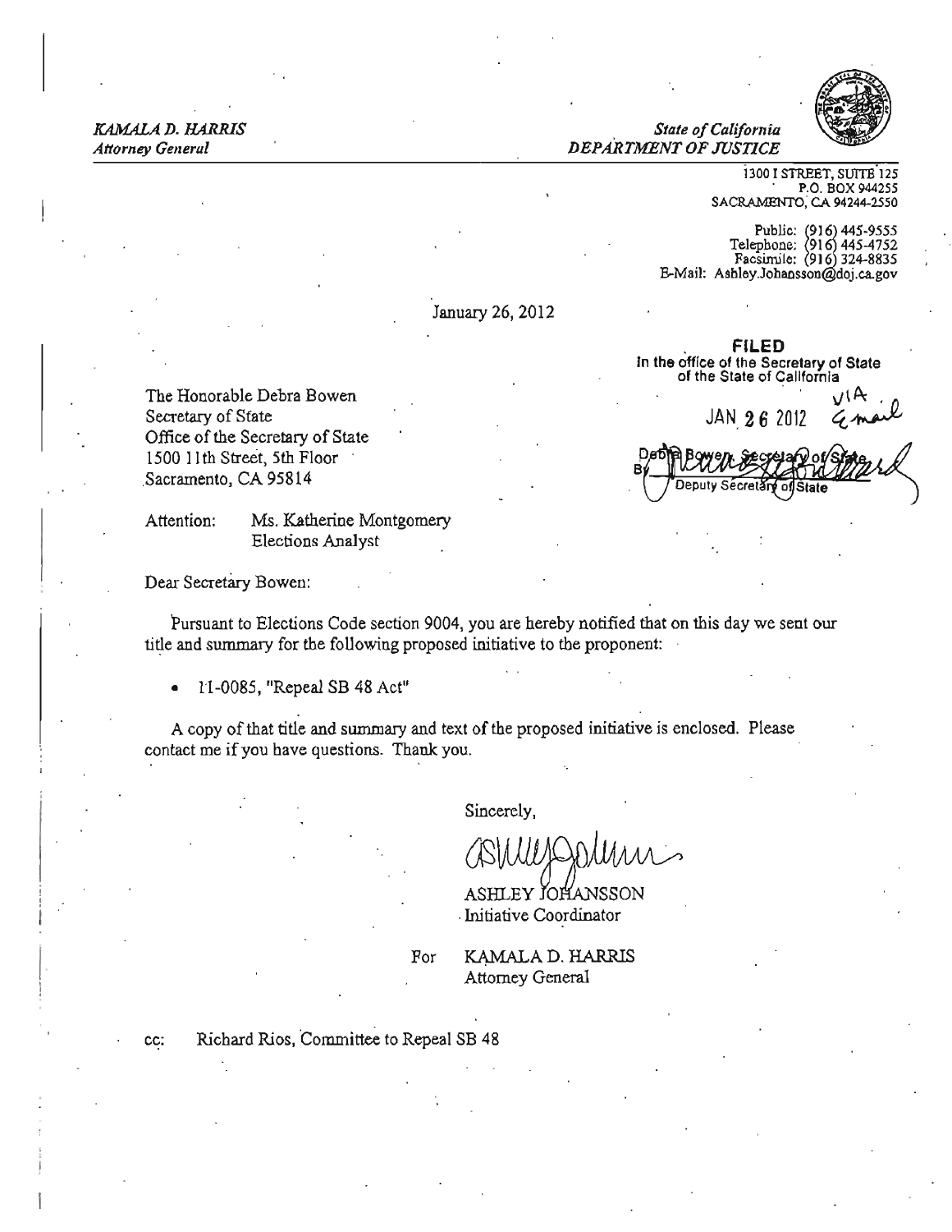*KAMALA D. HARRIS*
*Attorney General*

*State of California*
*DEPARTMENT OF JUSTICE*

1300 I STREET, SUITE 125
P.O. BOX 944255
SACRAMENTO, CA 94244-2550

Public: (916) 445-9555
Telephone: (916) 445-4752
Facsimile: (916) 324-8835
E-Mail: Ashley.Johansson@doj.ca.gov

January 26, 2012

**FILED**
In the office of the Secretary of State
of the State of California

JAN 26 2012 VIA Email

Debra Bowen, Secretary of State
By [signature]
Deputy Secretary of State

The Honorable Debra Bowen
Secretary of State
Office of the Secretary of State
1500 11th Street, 5th Floor
Sacramento, CA 95814

Attention: Ms. Katherine Montgomery
Elections Analyst

Dear Secretary Bowen:

Pursuant to Elections Code section 9004, you are hereby notified that on this day we sent our title and summary for the following proposed initiative to the proponent:

- 11-0085, "Repeal SB 48 Act"

A copy of that title and summary and text of the proposed initiative is enclosed. Please contact me if you have questions. Thank you.

Sincerely,

[signature]

ASHLEY JOHANSSON
Initiative Coordinator

For KAMALA D. HARRIS
Attorney General

cc: Richard Rios, Committee to Repeal SB 48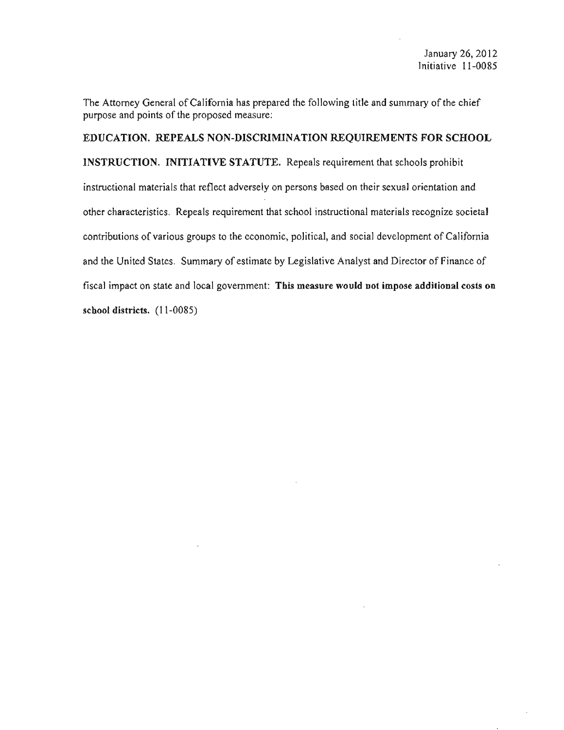January 26, 2012
Initiative 11-0085

The Attorney General of California has prepared the following title and summary of the chief purpose and points of the proposed measure:

**EDUCATION. REPEALS NON-DISCRIMINATION REQUIREMENTS FOR SCHOOL INSTRUCTION. INITIATIVE STATUTE.** Repeals requirement that schools prohibit instructional materials that reflect adversely on persons based on their sexual orientation and other characteristics. Repeals requirement that school instructional materials recognize societal contributions of various groups to the economic, political, and social development of California and the United States. Summary of estimate by Legislative Analyst and Director of Finance of fiscal impact on state and local government: **This measure would not impose additional costs on school districts.** (11-0085)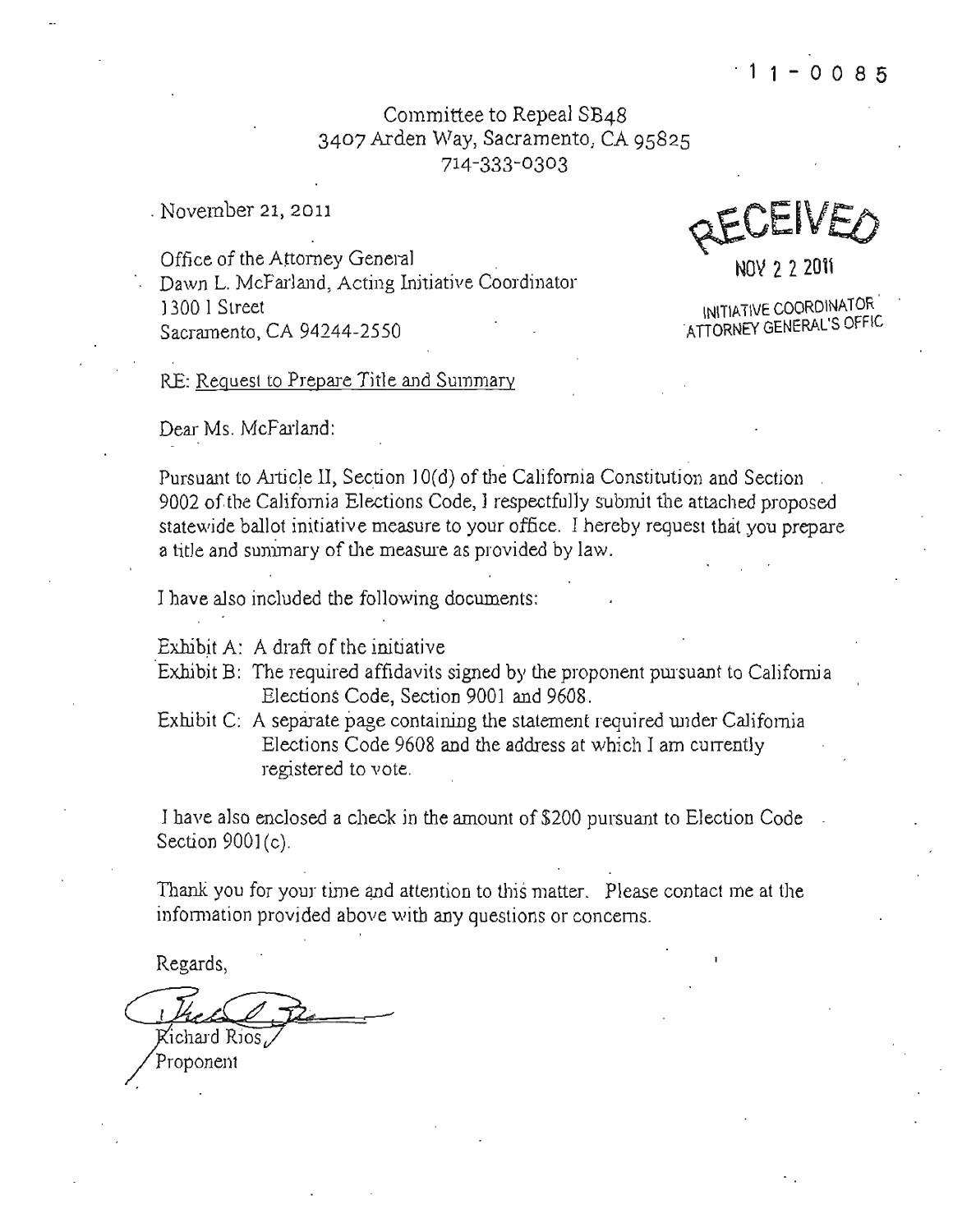11-0085

Committee to Repeal SB48
3407 Arden Way, Sacramento, CA 95825
714-333-0303

November 21, 2011

RECEIVED
NOV 2 2 2011
INITIATIVE COORDINATOR
ATTORNEY GENERAL'S OFFIC

Office of the Attorney General
Dawn L. McFarland, Acting Initiative Coordinator
1300 I Street
Sacramento, CA 94244-2550

RE: Request to Prepare Title and Summary

Dear Ms. McFarland:

Pursuant to Article II, Section 10(d) of the California Constitution and Section 9002 of the California Elections Code, I respectfully submit the attached proposed statewide ballot initiative measure to your office. I hereby request that you prepare a title and summary of the measure as provided by law.

I have also included the following documents:

Exhibit A: A draft of the initiative
Exhibit B: The required affidavits signed by the proponent pursuant to California Elections Code, Section 9001 and 9608.
Exhibit C: A separate page containing the statement required under California Elections Code 9608 and the address at which I am currently registered to vote.

I have also enclosed a check in the amount of $200 pursuant to Election Code Section 9001(c).

Thank you for your time and attention to this matter. Please contact me at the information provided above with any questions or concerns.

Regards,

Richard Rios
Proponent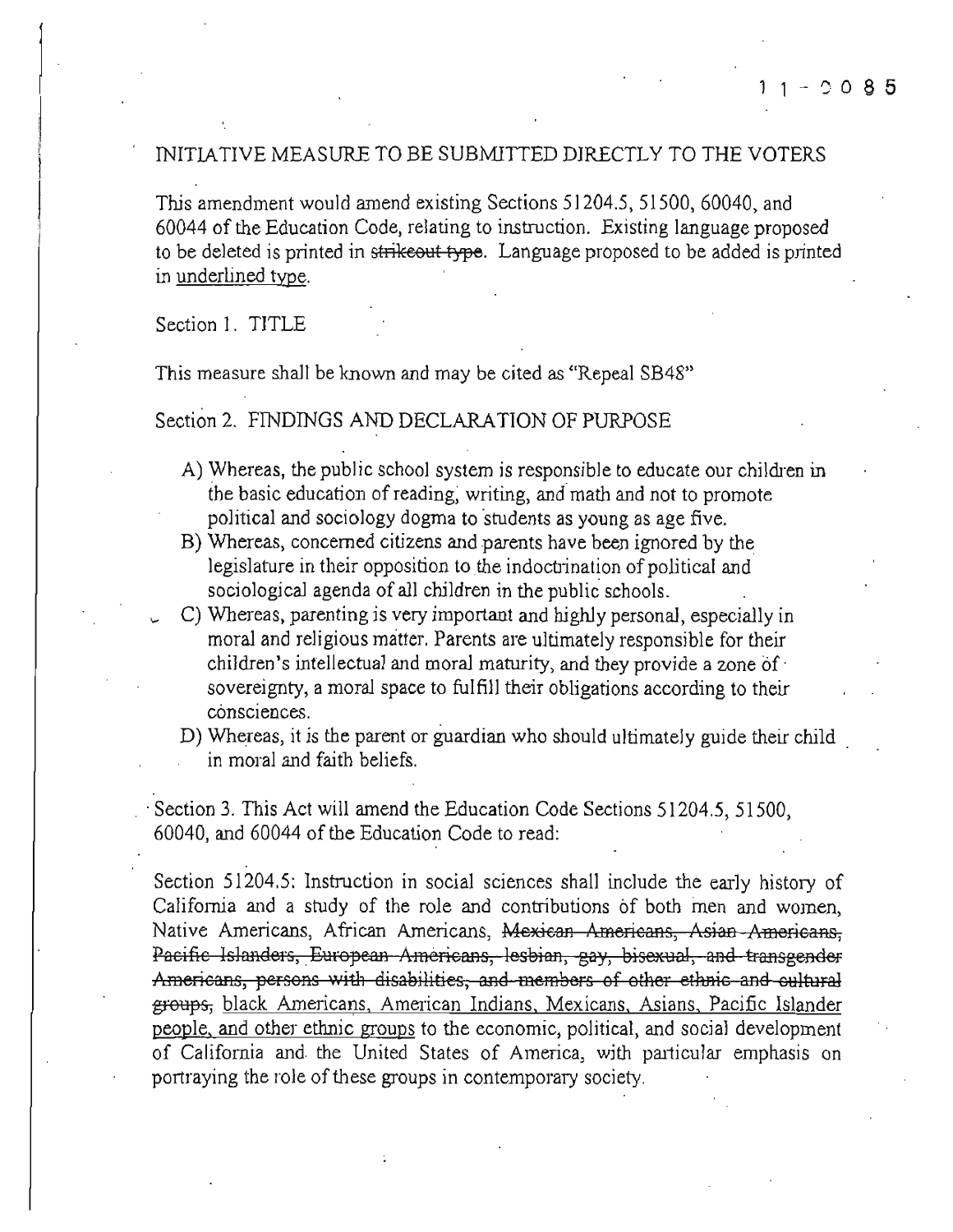# INITIATIVE MEASURE TO BE SUBMITTED DIRECTLY TO THE VOTERS

This amendment would amend existing Sections 51204.5, 51500, 60040, and 60044 of the Education Code, relating to instruction. Existing language proposed to be deleted is printed in ~~strikeout type~~. Language proposed to be added is printed in <u>underlined type</u>.

## Section 1. TITLE

This measure shall be known and may be cited as "Repeal SB48"

## Section 2. FINDINGS AND DECLARATION OF PURPOSE

A) Whereas, the public school system is responsible to educate our children in the basic education of reading, writing, and math and not to promote political and sociology dogma to students as young as age five.

B) Whereas, concerned citizens and parents have been ignored by the legislature in their opposition to the indoctrination of political and sociological agenda of all children in the public schools.

C) Whereas, parenting is very important and highly personal, especially in moral and religious matter. Parents are ultimately responsible for their children's intellectual and moral maturity, and they provide a zone of sovereignty, a moral space to fulfill their obligations according to their consciences.

D) Whereas, it is the parent or guardian who should ultimately guide their child in moral and faith beliefs.

Section 3. This Act will amend the Education Code Sections 51204.5, 51500, 60040, and 60044 of the Education Code to read:

Section 51204.5: Instruction in social sciences shall include the early history of California and a study of the role and contributions of both men and women, Native Americans, African Americans, ~~Mexican Americans, Asian Americans, Pacific Islanders, European Americans, lesbian, gay, bisexual, and transgender Americans, persons with disabilities, and members of other ethnic and cultural groups,~~ <u>black Americans, American Indians, Mexicans, Asians, Pacific Islander people, and other ethnic groups</u> to the economic, political, and social development of California and the United States of America, with particular emphasis on portraying the role of these groups in contemporary society.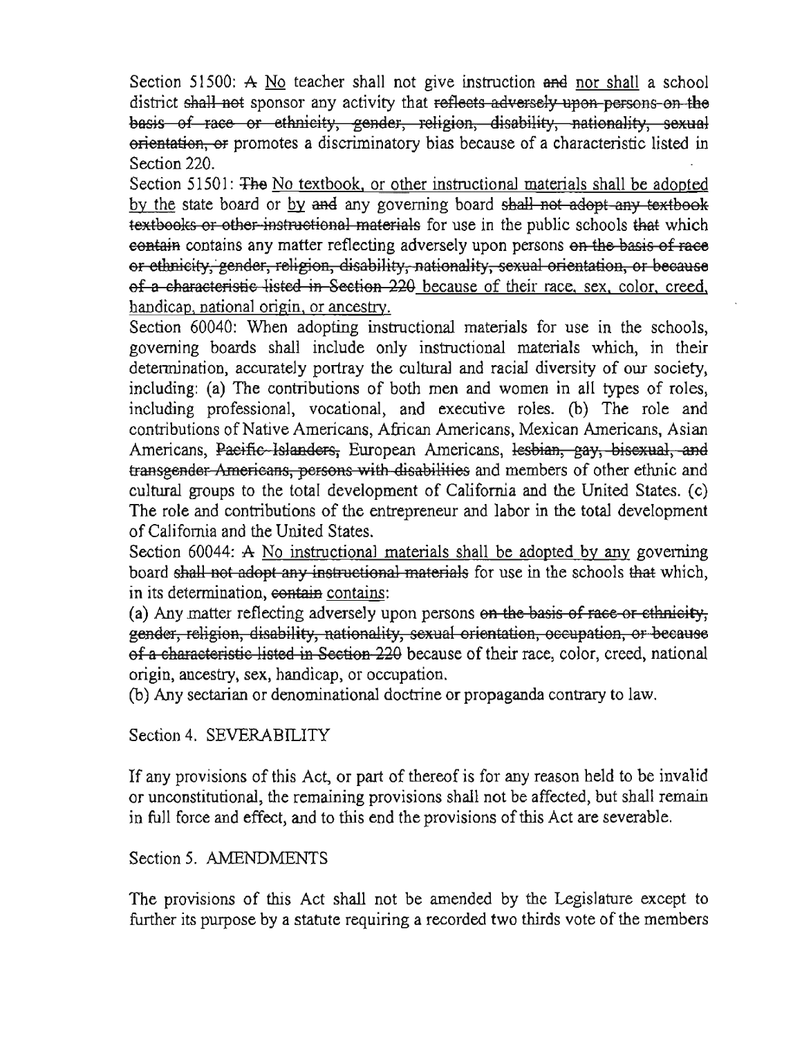Section 51500: ~~A~~ <u>No</u> teacher shall not give instruction ~~and~~ <u>nor shall</u> a school district ~~shall not~~ sponsor any activity that ~~reflects adversely upon persons on the basis of race or ethnicity, gender, religion, disability, nationality, sexual orientation, or~~ promotes a discriminatory bias because of a characteristic listed in Section 220.

Section 51501: ~~The~~ <u>No textbook, or other instructional materials shall be adopted by the</u> state board or <u>by</u> ~~and~~ any governing board ~~shall not adopt any textbook textbooks or other instructional materials~~ for use in the public schools ~~that~~ which ~~contain~~ contains any matter reflecting adversely upon persons ~~on the basis of race or ethnicity, gender, religion, disability, nationality, sexual orientation, or because of a characteristic listed in Section 220~~ <u>because of their race, sex, color, creed, handicap, national origin, or ancestry.</u>

Section 60040: When adopting instructional materials for use in the schools, governing boards shall include only instructional materials which, in their determination, accurately portray the cultural and racial diversity of our society, including: (a) The contributions of both men and women in all types of roles, including professional, vocational, and executive roles. (b) The role and contributions of Native Americans, African Americans, Mexican Americans, Asian Americans, ~~Pacific Islanders,~~ European Americans, ~~lesbian, gay, bisexual, and transgender Americans, persons with disabilities~~ and members of other ethnic and cultural groups to the total development of California and the United States. (c) The role and contributions of the entrepreneur and labor in the total development of California and the United States.

Section 60044: ~~A~~ <u>No instructional materials shall be adopted by any</u> governing board ~~shall not adopt any instructional materials~~ for use in the schools ~~that~~ which, in its determination, ~~contain~~ <u>contains</u>:

(a) Any matter reflecting adversely upon persons ~~on the basis of race or ethnicity, gender, religion, disability, nationality, sexual orientation, occupation, or because of a characteristic listed in Section 220~~ because of their race, color, creed, national origin, ancestry, sex, handicap, or occupation.

(b) Any sectarian or denominational doctrine or propaganda contrary to law.

Section 4. SEVERABILITY

If any provisions of this Act, or part of thereof is for any reason held to be invalid or unconstitutional, the remaining provisions shall not be affected, but shall remain in full force and effect, and to this end the provisions of this Act are severable.

Section 5. AMENDMENTS

The provisions of this Act shall not be amended by the Legislature except to further its purpose by a statute requiring a recorded two thirds vote of the members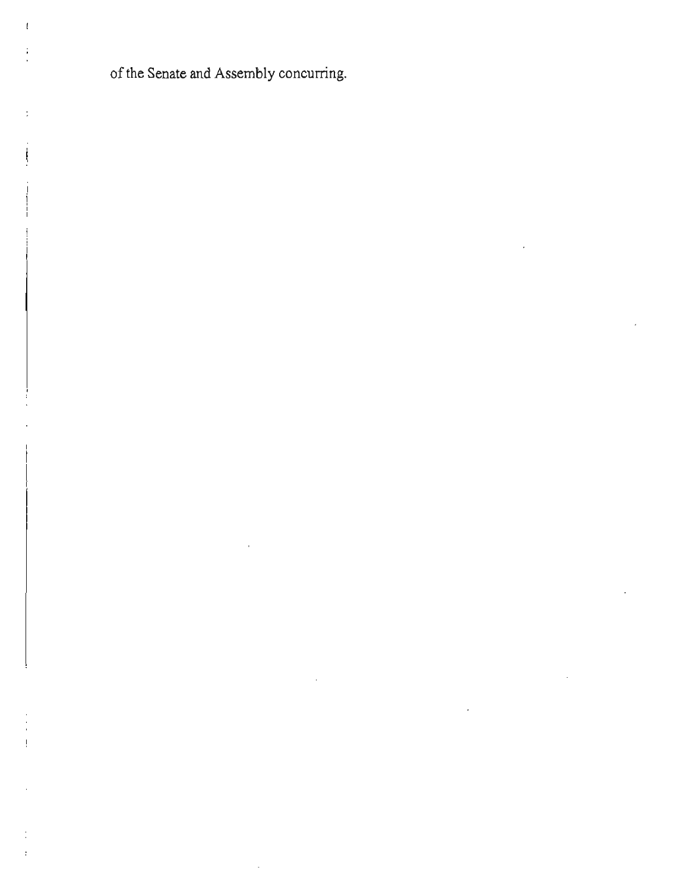of the Senate and Assembly concurring.